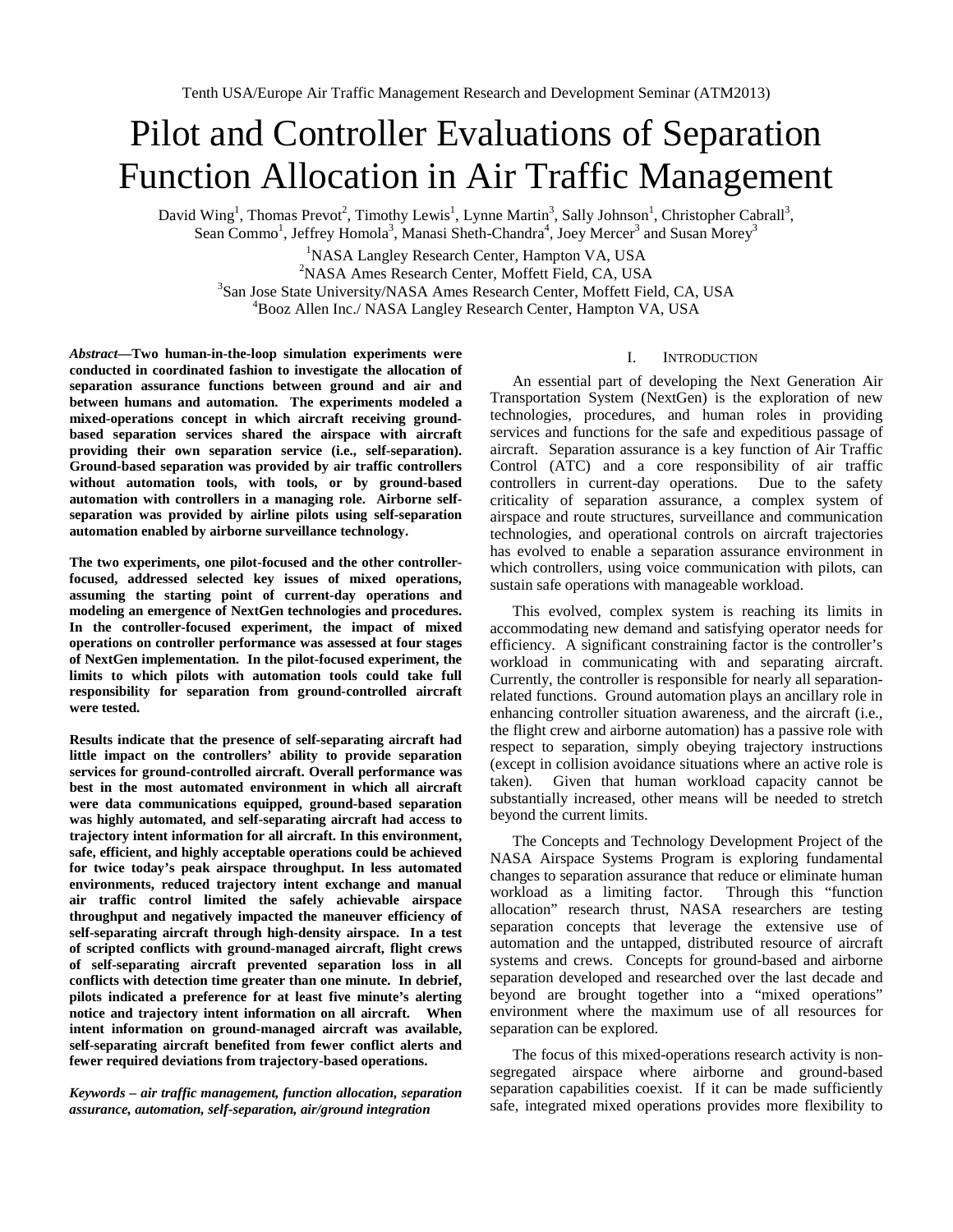# Pilot and Controller Evaluations of Separation Function Allocation in Air Traffic Management

David Wing[1], Thomas Prevot[2], Timothy Lewis[1], Lynne Martin[3], Sally Johnson[1], Christopher Cabrall[3], Sean Commo[1], Jeffrey Homola[3], Manasi Sheth-Chandra[4], Joey Mercer[3] and Susan Morey[3]

[1]NASA Langley Research Center, Hampton VA, USA
[2]NASA Ames Research Center, Moffett Field, CA, USA
[3]San Jose State University/NASA Ames Research Center, Moffett Field, CA, USA
[4]Booz Allen Inc./ NASA Langley Research Center, Hampton VA, USA

***Abstract*—Two human-in-the-loop simulation experiments were conducted in coordinated fashion to investigate the allocation of separation assurance functions between ground and air and between humans and automation. The experiments modeled a mixed-operations concept in which aircraft receiving ground-based separation services shared the airspace with aircraft providing their own separation service (i.e., self-separation). Ground-based separation was provided by air traffic controllers without automation tools, with tools, or by ground-based automation with controllers in a managing role. Airborne self-separation was provided by airline pilots using self-separation automation enabled by airborne surveillance technology.**

**The two experiments, one pilot-focused and the other controller-focused, addressed selected key issues of mixed operations, assuming the starting point of current-day operations and modeling an emergence of NextGen technologies and procedures. In the controller-focused experiment, the impact of mixed operations on controller performance was assessed at four stages of NextGen implementation. In the pilot-focused experiment, the limits to which pilots with automation tools could take full responsibility for separation from ground-controlled aircraft were tested.**

**Results indicate that the presence of self-separating aircraft had little impact on the controllers' ability to provide separation services for ground-controlled aircraft. Overall performance was best in the most automated environment in which all aircraft were data communications equipped, ground-based separation was highly automated, and self-separating aircraft had access to trajectory intent information for all aircraft. In this environment, safe, efficient, and highly acceptable operations could be achieved for twice today's peak airspace throughput. In less automated environments, reduced trajectory intent exchange and manual air traffic control limited the safely achievable airspace throughput and negatively impacted the maneuver efficiency of self-separating aircraft through high-density airspace. In a test of scripted conflicts with ground-managed aircraft, flight crews of self-separating aircraft prevented separation loss in all conflicts with detection time greater than one minute. In debrief, pilots indicated a preference for at least five minute's alerting notice and trajectory intent information on all aircraft. When intent information on ground-managed aircraft was available, self-separating aircraft benefited from fewer conflict alerts and fewer required deviations from trajectory-based operations.**

***Keywords – air traffic management, function allocation, separation assurance, automation, self-separation, air/ground integration***

## I. Introduction

An essential part of developing the Next Generation Air Transportation System (NextGen) is the exploration of new technologies, procedures, and human roles in providing services and functions for the safe and expeditious passage of aircraft. Separation assurance is a key function of Air Traffic Control (ATC) and a core responsibility of air traffic controllers in current-day operations. Due to the safety criticality of separation assurance, a complex system of airspace and route structures, surveillance and communication technologies, and operational controls on aircraft trajectories has evolved to enable a separation assurance environment in which controllers, using voice communication with pilots, can sustain safe operations with manageable workload.

This evolved, complex system is reaching its limits in accommodating new demand and satisfying operator needs for efficiency. A significant constraining factor is the controller's workload in communicating with and separating aircraft. Currently, the controller is responsible for nearly all separation-related functions. Ground automation plays an ancillary role in enhancing controller situation awareness, and the aircraft (i.e., the flight crew and airborne automation) has a passive role with respect to separation, simply obeying trajectory instructions (except in collision avoidance situations where an active role is taken). Given that human workload capacity cannot be substantially increased, other means will be needed to stretch beyond the current limits.

The Concepts and Technology Development Project of the NASA Airspace Systems Program is exploring fundamental changes to separation assurance that reduce or eliminate human workload as a limiting factor. Through this "function allocation" research thrust, NASA researchers are testing separation concepts that leverage the extensive use of automation and the untapped, distributed resource of aircraft systems and crews. Concepts for ground-based and airborne separation developed and researched over the last decade and beyond are brought together into a "mixed operations" environment where the maximum use of all resources for separation can be explored.

The focus of this mixed-operations research activity is non-segregated airspace where airborne and ground-based separation capabilities coexist. If it can be made sufficiently safe, integrated mixed operations provides more flexibility to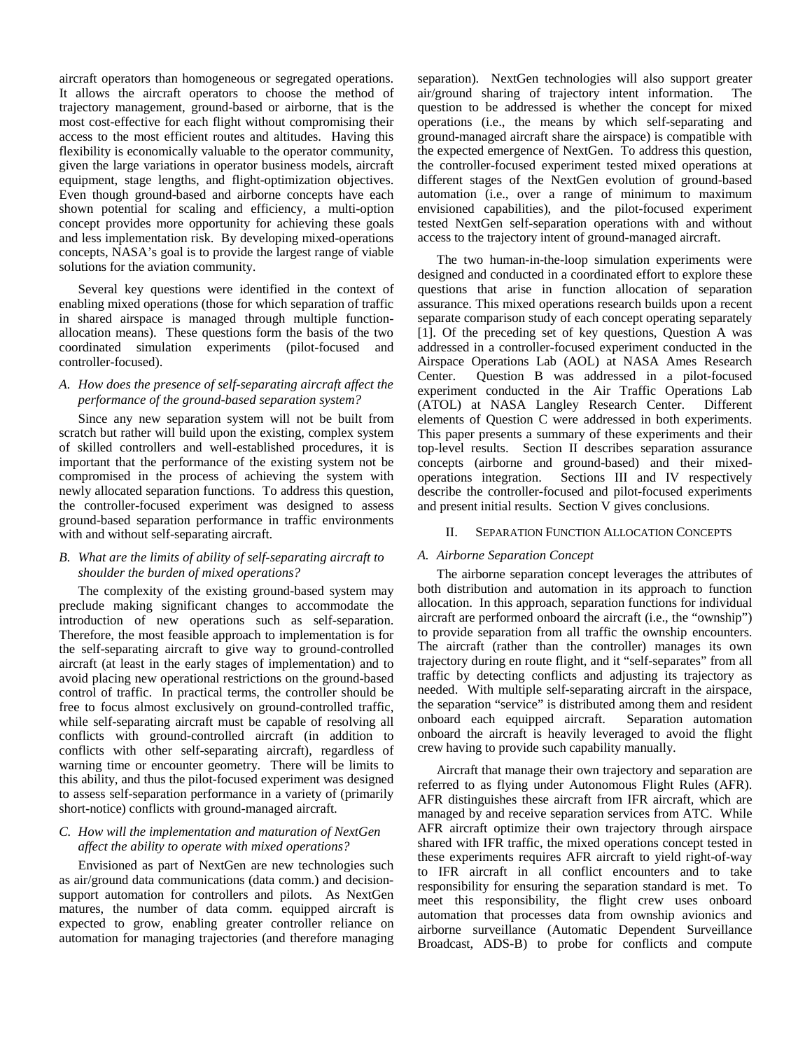aircraft operators than homogeneous or segregated operations. It allows the aircraft operators to choose the method of trajectory management, ground-based or airborne, that is the most cost-effective for each flight without compromising their access to the most efficient routes and altitudes. Having this flexibility is economically valuable to the operator community, given the large variations in operator business models, aircraft equipment, stage lengths, and flight-optimization objectives. Even though ground-based and airborne concepts have each shown potential for scaling and efficiency, a multi-option concept provides more opportunity for achieving these goals and less implementation risk. By developing mixed-operations concepts, NASA's goal is to provide the largest range of viable solutions for the aviation community.

Several key questions were identified in the context of enabling mixed operations (those for which separation of traffic in shared airspace is managed through multiple function-allocation means). These questions form the basis of the two coordinated simulation experiments (pilot-focused and controller-focused).

### *A. How does the presence of self-separating aircraft affect the performance of the ground-based separation system?*

Since any new separation system will not be built from scratch but rather will build upon the existing, complex system of skilled controllers and well-established procedures, it is important that the performance of the existing system not be compromised in the process of achieving the system with newly allocated separation functions. To address this question, the controller-focused experiment was designed to assess ground-based separation performance in traffic environments with and without self-separating aircraft.

### *B. What are the limits of ability of self-separating aircraft to shoulder the burden of mixed operations?*

The complexity of the existing ground-based system may preclude making significant changes to accommodate the introduction of new operations such as self-separation. Therefore, the most feasible approach to implementation is for the self-separating aircraft to give way to ground-controlled aircraft (at least in the early stages of implementation) and to avoid placing new operational restrictions on the ground-based control of traffic. In practical terms, the controller should be free to focus almost exclusively on ground-controlled traffic, while self-separating aircraft must be capable of resolving all conflicts with ground-controlled aircraft (in addition to conflicts with other self-separating aircraft), regardless of warning time or encounter geometry. There will be limits to this ability, and thus the pilot-focused experiment was designed to assess self-separation performance in a variety of (primarily short-notice) conflicts with ground-managed aircraft.

### *C. How will the implementation and maturation of NextGen affect the ability to operate with mixed operations?*

Envisioned as part of NextGen are new technologies such as air/ground data communications (data comm.) and decision-support automation for controllers and pilots. As NextGen matures, the number of data comm. equipped aircraft is expected to grow, enabling greater controller reliance on automation for managing trajectories (and therefore managing separation). NextGen technologies will also support greater air/ground sharing of trajectory intent information. The question to be addressed is whether the concept for mixed operations (i.e., the means by which self-separating and ground-managed aircraft share the airspace) is compatible with the expected emergence of NextGen. To address this question, the controller-focused experiment tested mixed operations at different stages of the NextGen evolution of ground-based automation (i.e., over a range of minimum to maximum envisioned capabilities), and the pilot-focused experiment tested NextGen self-separation operations with and without access to the trajectory intent of ground-managed aircraft.

The two human-in-the-loop simulation experiments were designed and conducted in a coordinated effort to explore these questions that arise in function allocation of separation assurance. This mixed operations research builds upon a recent separate comparison study of each concept operating separately [1]. Of the preceding set of key questions, Question A was addressed in a controller-focused experiment conducted in the Airspace Operations Lab (AOL) at NASA Ames Research Center. Question B was addressed in a pilot-focused experiment conducted in the Air Traffic Operations Lab (ATOL) at NASA Langley Research Center. Different elements of Question C were addressed in both experiments. This paper presents a summary of these experiments and their top-level results. Section II describes separation assurance concepts (airborne and ground-based) and their mixed-operations integration. Sections III and IV respectively describe the controller-focused and pilot-focused experiments and present initial results. Section V gives conclusions.

## II. Separation Function Allocation Concepts

### *A. Airborne Separation Concept*

The airborne separation concept leverages the attributes of both distribution and automation in its approach to function allocation. In this approach, separation functions for individual aircraft are performed onboard the aircraft (i.e., the "ownship") to provide separation from all traffic the ownship encounters. The aircraft (rather than the controller) manages its own trajectory during en route flight, and it "self-separates" from all traffic by detecting conflicts and adjusting its trajectory as needed. With multiple self-separating aircraft in the airspace, the separation "service" is distributed among them and resident onboard each equipped aircraft. Separation automation onboard the aircraft is heavily leveraged to avoid the flight crew having to provide such capability manually.

Aircraft that manage their own trajectory and separation are referred to as flying under Autonomous Flight Rules (AFR). AFR distinguishes these aircraft from IFR aircraft, which are managed by and receive separation services from ATC. While AFR aircraft optimize their own trajectory through airspace shared with IFR traffic, the mixed operations concept tested in these experiments requires AFR aircraft to yield right-of-way to IFR aircraft in all conflict encounters and to take responsibility for ensuring the separation standard is met. To meet this responsibility, the flight crew uses onboard automation that processes data from ownship avionics and airborne surveillance (Automatic Dependent Surveillance Broadcast, ADS-B) to probe for conflicts and compute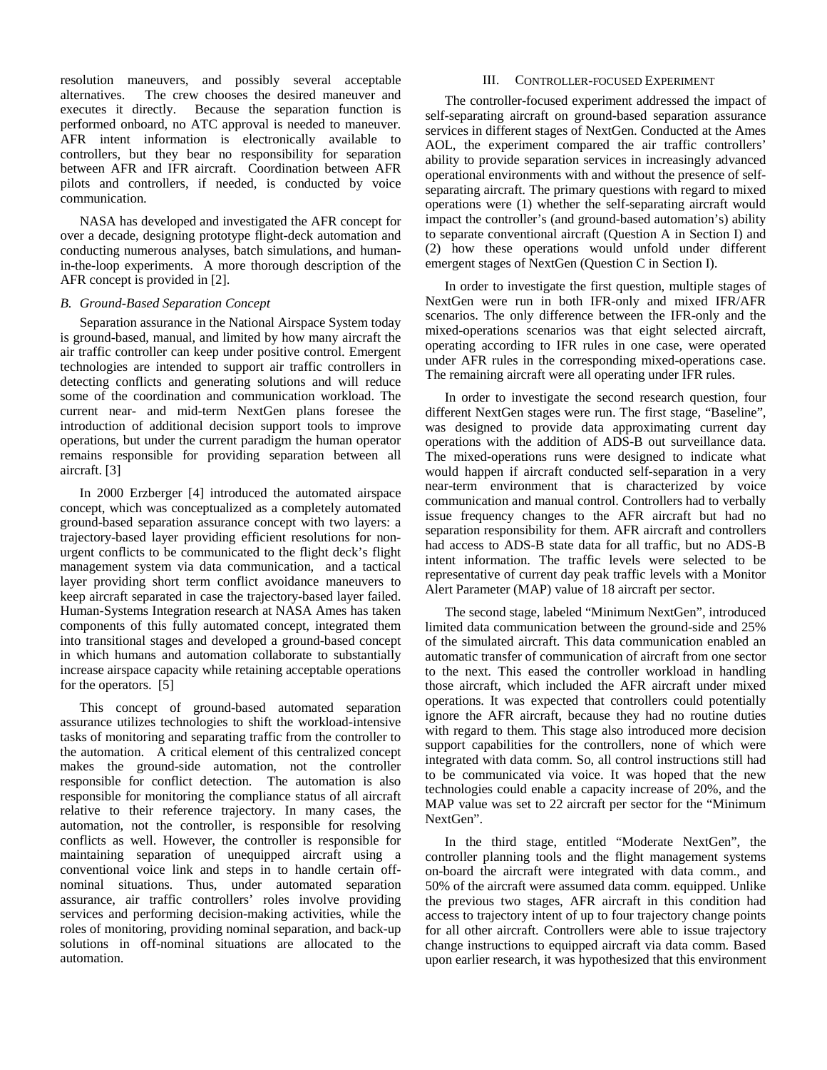resolution maneuvers, and possibly several acceptable alternatives. The crew chooses the desired maneuver and executes it directly. Because the separation function is performed onboard, no ATC approval is needed to maneuver. AFR intent information is electronically available to controllers, but they bear no responsibility for separation between AFR and IFR aircraft. Coordination between AFR pilots and controllers, if needed, is conducted by voice communication.

NASA has developed and investigated the AFR concept for over a decade, designing prototype flight-deck automation and conducting numerous analyses, batch simulations, and human-in-the-loop experiments. A more thorough description of the AFR concept is provided in [2].

### *B. Ground-Based Separation Concept*

Separation assurance in the National Airspace System today is ground-based, manual, and limited by how many aircraft the air traffic controller can keep under positive control. Emergent technologies are intended to support air traffic controllers in detecting conflicts and generating solutions and will reduce some of the coordination and communication workload. The current near- and mid-term NextGen plans foresee the introduction of additional decision support tools to improve operations, but under the current paradigm the human operator remains responsible for providing separation between all aircraft. [3]

In 2000 Erzberger [4] introduced the automated airspace concept, which was conceptualized as a completely automated ground-based separation assurance concept with two layers: a trajectory-based layer providing efficient resolutions for non-urgent conflicts to be communicated to the flight deck's flight management system via data communication, and a tactical layer providing short term conflict avoidance maneuvers to keep aircraft separated in case the trajectory-based layer failed. Human-Systems Integration research at NASA Ames has taken components of this fully automated concept, integrated them into transitional stages and developed a ground-based concept in which humans and automation collaborate to substantially increase airspace capacity while retaining acceptable operations for the operators. [5]

This concept of ground-based automated separation assurance utilizes technologies to shift the workload-intensive tasks of monitoring and separating traffic from the controller to the automation. A critical element of this centralized concept makes the ground-side automation, not the controller responsible for conflict detection. The automation is also responsible for monitoring the compliance status of all aircraft relative to their reference trajectory. In many cases, the automation, not the controller, is responsible for resolving conflicts as well. However, the controller is responsible for maintaining separation of unequipped aircraft using a conventional voice link and steps in to handle certain off-nominal situations. Thus, under automated separation assurance, air traffic controllers' roles involve providing services and performing decision-making activities, while the roles of monitoring, providing nominal separation, and back-up solutions in off-nominal situations are allocated to the automation.

## III. Controller-Focused Experiment

The controller-focused experiment addressed the impact of self-separating aircraft on ground-based separation assurance services in different stages of NextGen. Conducted at the Ames AOL, the experiment compared the air traffic controllers' ability to provide separation services in increasingly advanced operational environments with and without the presence of self-separating aircraft. The primary questions with regard to mixed operations were (1) whether the self-separating aircraft would impact the controller's (and ground-based automation's) ability to separate conventional aircraft (Question A in Section I) and (2) how these operations would unfold under different emergent stages of NextGen (Question C in Section I).

In order to investigate the first question, multiple stages of NextGen were run in both IFR-only and mixed IFR/AFR scenarios. The only difference between the IFR-only and the mixed-operations scenarios was that eight selected aircraft, operating according to IFR rules in one case, were operated under AFR rules in the corresponding mixed-operations case. The remaining aircraft were all operating under IFR rules.

In order to investigate the second research question, four different NextGen stages were run. The first stage, "Baseline", was designed to provide data approximating current day operations with the addition of ADS-B out surveillance data. The mixed-operations runs were designed to indicate what would happen if aircraft conducted self-separation in a very near-term environment that is characterized by voice communication and manual control. Controllers had to verbally issue frequency changes to the AFR aircraft but had no separation responsibility for them. AFR aircraft and controllers had access to ADS-B state data for all traffic, but no ADS-B intent information. The traffic levels were selected to be representative of current day peak traffic levels with a Monitor Alert Parameter (MAP) value of 18 aircraft per sector.

The second stage, labeled "Minimum NextGen", introduced limited data communication between the ground-side and 25% of the simulated aircraft. This data communication enabled an automatic transfer of communication of aircraft from one sector to the next. This eased the controller workload in handling those aircraft, which included the AFR aircraft under mixed operations. It was expected that controllers could potentially ignore the AFR aircraft, because they had no routine duties with regard to them. This stage also introduced more decision support capabilities for the controllers, none of which were integrated with data comm. So, all control instructions still had to be communicated via voice. It was hoped that the new technologies could enable a capacity increase of 20%, and the MAP value was set to 22 aircraft per sector for the "Minimum NextGen".

In the third stage, entitled "Moderate NextGen", the controller planning tools and the flight management systems on-board the aircraft were integrated with data comm., and 50% of the aircraft were assumed data comm. equipped. Unlike the previous two stages, AFR aircraft in this condition had access to trajectory intent of up to four trajectory change points for all other aircraft. Controllers were able to issue trajectory change instructions to equipped aircraft via data comm. Based upon earlier research, it was hypothesized that this environment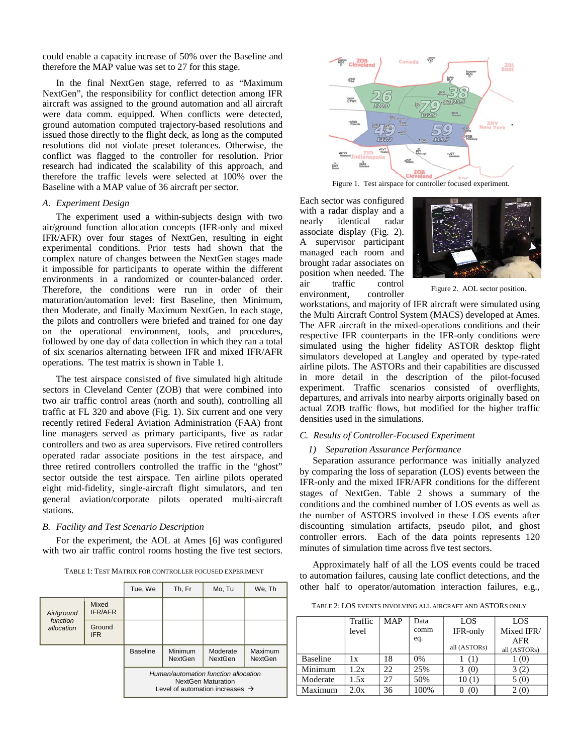could enable a capacity increase of 50% over the Baseline and therefore the MAP value was set to 27 for this stage.

In the final NextGen stage, referred to as "Maximum NextGen", the responsibility for conflict detection among IFR aircraft was assigned to the ground automation and all aircraft were data comm. equipped. When conflicts were detected, ground automation computed trajectory-based resolutions and issued those directly to the flight deck, as long as the computed resolutions did not violate preset tolerances. Otherwise, the conflict was flagged to the controller for resolution. Prior research had indicated the scalability of this approach, and therefore the traffic levels were selected at 100% over the Baseline with a MAP value of 36 aircraft per sector.

### *A. Experiment Design*

The experiment used a within-subjects design with two air/ground function allocation concepts (IFR-only and mixed IFR/AFR) over four stages of NextGen, resulting in eight experimental conditions. Prior tests had shown that the complex nature of changes between the NextGen stages made it impossible for participants to operate within the different environments in a randomized or counter-balanced order. Therefore, the conditions were run in order of their maturation/automation level: first Baseline, then Minimum, then Moderate, and finally Maximum NextGen. In each stage, the pilots and controllers were briefed and trained for one day on the operational environment, tools, and procedures, followed by one day of data collection in which they ran a total of six scenarios alternating between IFR and mixed IFR/AFR operations. The test matrix is shown in Table 1.

The test airspace consisted of five simulated high altitude sectors in Cleveland Center (ZOB) that were combined into two air traffic control areas (north and south), controlling all traffic at FL 320 and above (Fig. 1). Six current and one very recently retired Federal Aviation Administration (FAA) front line managers served as primary participants, five as radar controllers and two as area supervisors. Five retired controllers operated radar associate positions in the test airspace, and three retired controllers controlled the traffic in the "ghost" sector outside the test airspace. Ten airline pilots operated eight mid-fidelity, single-aircraft flight simulators, and ten general aviation/corporate pilots operated multi-aircraft stations.

### *B. Facility and Test Scenario Description*

For the experiment, the AOL at Ames [6] was configured with two air traffic control rooms hosting the five test sectors.

TABLE 1: TEST MATRIX FOR CONTROLLER FOCUSED EXPERIMENT

| | | Tue, We | Th, Fr | Mo, Tu | We, Th |
|---|---|---|---|---|---|
| *Air/ground function allocation* | Mixed IFR/AFR | | | | |
| | Ground IFR | | | | |
| | | Baseline | Minimum NextGen | Moderate NextGen | Maximum NextGen |
| | | *Human/automation function allocation* NextGen Maturation Level of automation increases → | | | |

Figure 1. Test airspace for controller focused experiment.

Each sector was configured with a radar display and a nearly identical radar associate display (Fig. 2). A supervisor participant managed each room and brought radar associates on position when needed. The air traffic control environment, controller workstations, and majority of IFR aircraft were simulated using the Multi Aircraft Control System (MACS) developed at Ames. The AFR aircraft in the mixed-operations conditions and their respective IFR counterparts in the IFR-only conditions were simulated using the higher fidelity ASTOR desktop flight simulators developed at Langley and operated by type-rated airline pilots. The ASTORs and their capabilities are discussed in more detail in the description of the pilot-focused experiment. Traffic scenarios consisted of overflights, departures, and arrivals into nearby airports originally based on actual ZOB traffic flows, but modified for the higher traffic densities used in the simulations.

Figure 2. AOL sector position.

### *C. Results of Controller-Focused Experiment*

#### *1) Separation Assurance Performance*

Separation assurance performance was initially analyzed by comparing the loss of separation (LOS) events between the IFR-only and the mixed IFR/AFR conditions for the different stages of NextGen. Table 2 shows a summary of the conditions and the combined number of LOS events as well as the number of ASTORS involved in these LOS events after discounting simulation artifacts, pseudo pilot, and ghost controller errors. Each of the data points represents 120 minutes of simulation time across five test sectors.

Approximately half of all the LOS events could be traced to automation failures, causing late conflict detections, and the other half to operator/automation interaction failures, e.g.,

TABLE 2: LOS EVENTS INVOLVING ALL AIRCRAFT AND ASTORS ONLY

| | Traffic level | MAP | Data comm eq. | LOS IFR-only all (ASTORs) | LOS Mixed IFR/ AFR all (ASTORs) |
|---|---|---|---|---|---|
| Baseline | 1x | 18 | 0% | 1 (1) | 1 (0) |
| Minimum | 1.2x | 22 | 25% | 3 (0) | 3 (2) |
| Moderate | 1.5x | 27 | 50% | 10 (1) | 5 (0) |
| Maximum | 2.0x | 36 | 100% | 0 (0) | 2 (0) |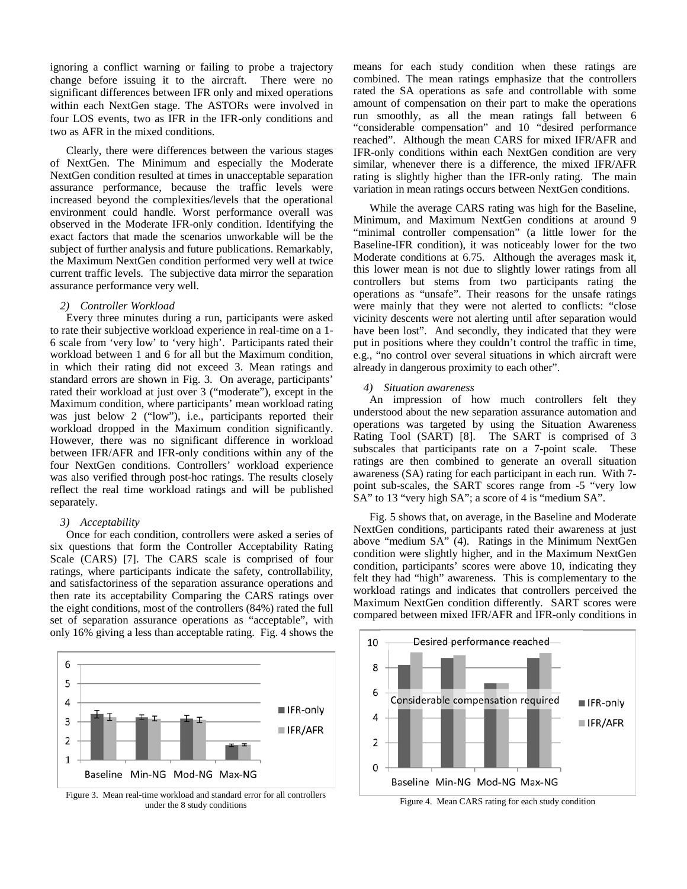ignoring a conflict warning or failing to probe a trajectory change before issuing it to the aircraft. There were no significant differences between IFR only and mixed operations within each NextGen stage. The ASTORs were involved in four LOS events, two as IFR in the IFR-only conditions and two as AFR in the mixed conditions.

Clearly, there were differences between the various stages of NextGen. The Minimum and especially the Moderate NextGen condition resulted at times in unacceptable separation assurance performance, because the traffic levels were increased beyond the complexities/levels that the operational environment could handle. Worst performance overall was observed in the Moderate IFR-only condition. Identifying the exact factors that made the scenarios unworkable will be the subject of further analysis and future publications. Remarkably, the Maximum NextGen condition performed very well at twice current traffic levels. The subjective data mirror the separation assurance performance very well.

*2) Controller Workload*

Every three minutes during a run, participants were asked to rate their subjective workload experience in real-time on a 1-6 scale from 'very low' to 'very high'. Participants rated their workload between 1 and 6 for all but the Maximum condition, in which their rating did not exceed 3. Mean ratings and standard errors are shown in Fig. 3. On average, participants' rated their workload at just over 3 ("moderate"), except in the Maximum condition, where participants' mean workload rating was just below 2 ("low"), i.e., participants reported their workload dropped in the Maximum condition significantly. However, there was no significant difference in workload between IFR/AFR and IFR-only conditions within any of the four NextGen conditions. Controllers' workload experience was also verified through post-hoc ratings. The results closely reflect the real time workload ratings and will be published separately.

*3) Acceptability*

Once for each condition, controllers were asked a series of six questions that form the Controller Acceptability Rating Scale (CARS) [7]. The CARS scale is comprised of four ratings, where participants indicate the safety, controllability, and satisfactoriness of the separation assurance operations and then rate its acceptability Comparing the CARS ratings over the eight conditions, most of the controllers (84%) rated the full set of separation assurance operations as "acceptable", with only 16% giving a less than acceptable rating. Fig. 4 shows the means for each study condition when these ratings are combined. The mean ratings emphasize that the controllers rated the SA operations as safe and controllable with some amount of compensation on their part to make the operations run smoothly, as all the mean ratings fall between 6 "considerable compensation" and 10 "desired performance reached". Although the mean CARS for mixed IFR/AFR and IFR-only conditions within each NextGen condition are very similar, whenever there is a difference, the mixed IFR/AFR rating is slightly higher than the IFR-only rating. The main variation in mean ratings occurs between NextGen conditions.

While the average CARS rating was high for the Baseline, Minimum, and Maximum NextGen conditions at around 9 "minimal controller compensation" (a little lower for the Baseline-IFR condition), it was noticeably lower for the two Moderate conditions at 6.75. Although the averages mask it, this lower mean is not due to slightly lower ratings from all controllers but stems from two participants rating the operations as "unsafe". Their reasons for the unsafe ratings were mainly that they were not alerted to conflicts: "close vicinity descents were not alerting until after separation would have been lost". And secondly, they indicated that they were put in positions where they couldn't control the traffic in time, e.g., "no control over several situations in which aircraft were already in dangerous proximity to each other".

*4) Situation awareness*

An impression of how much controllers felt they understood about the new separation assurance automation and operations was targeted by using the Situation Awareness Rating Tool (SART) [8]. The SART is comprised of 3 subscales that participants rate on a 7-point scale. These ratings are then combined to generate an overall situation awareness (SA) rating for each participant in each run. With 7-point sub-scales, the SART scores range from -5 "very low SA" to 13 "very high SA"; a score of 4 is "medium SA".

Fig. 5 shows that, on average, in the Baseline and Moderate NextGen conditions, participants rated their awareness at just above "medium SA" (4). Ratings in the Minimum NextGen condition were slightly higher, and in the Maximum NextGen condition, participants' scores were above 10, indicating they felt they had "high" awareness. This is complementary to the workload ratings and indicates that controllers perceived the Maximum NextGen condition differently. SART scores were compared between mixed IFR/AFR and IFR-only conditions in

Figure 3. Mean real-time workload and standard error for all controllers under the 8 study conditions

Figure 4. Mean CARS rating for each study condition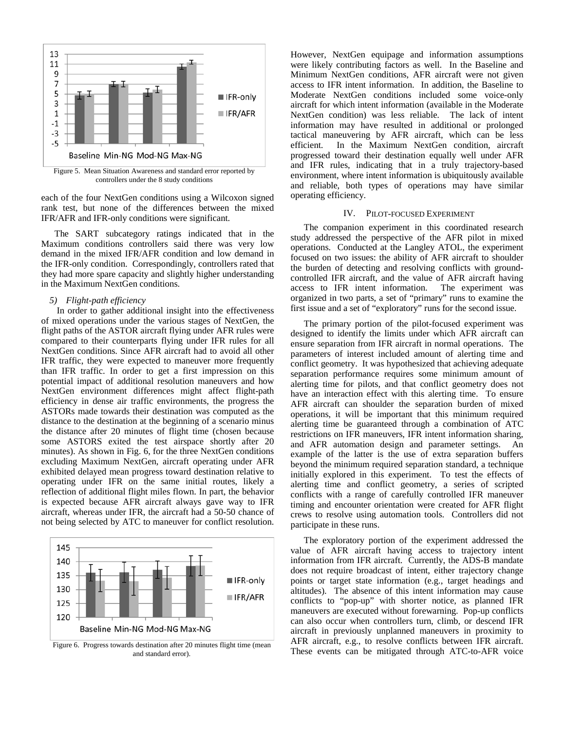Figure 5. Mean Situation Awareness and standard error reported by controllers under the 8 study conditions

each of the four NextGen conditions using a Wilcoxon signed rank test, but none of the differences between the mixed IFR/AFR and IFR-only conditions were significant.

The SART subcategory ratings indicated that in the Maximum conditions controllers said there was very low demand in the mixed IFR/AFR condition and low demand in the IFR-only condition. Correspondingly, controllers rated that they had more spare capacity and slightly higher understanding in the Maximum NextGen conditions.

#### 5) *Flight-path efficiency*

In order to gather additional insight into the effectiveness of mixed operations under the various stages of NextGen, the flight paths of the ASTOR aircraft flying under AFR rules were compared to their counterparts flying under IFR rules for all NextGen conditions. Since AFR aircraft had to avoid all other IFR traffic, they were expected to maneuver more frequently than IFR traffic. In order to get a first impression on this potential impact of additional resolution maneuvers and how NextGen environment differences might affect flight-path efficiency in dense air traffic environments, the progress the ASTORs made towards their destination was computed as the distance to the destination at the beginning of a scenario minus the distance after 20 minutes of flight time (chosen because some ASTORS exited the test airspace shortly after 20 minutes). As shown in Fig. 6, for the three NextGen conditions excluding Maximum NextGen, aircraft operating under AFR exhibited delayed mean progress toward destination relative to operating under IFR on the same initial routes, likely a reflection of additional flight miles flown. In part, the behavior is expected because AFR aircraft always gave way to IFR aircraft, whereas under IFR, the aircraft had a 50-50 chance of not being selected by ATC to maneuver for conflict resolution.

Figure 6. Progress towards destination after 20 minutes flight time (mean and standard error).

However, NextGen equipage and information assumptions were likely contributing factors as well. In the Baseline and Minimum NextGen conditions, AFR aircraft were not given access to IFR intent information. In addition, the Baseline to Moderate NextGen conditions included some voice-only aircraft for which intent information (available in the Moderate NextGen condition) was less reliable. The lack of intent information may have resulted in additional or prolonged tactical maneuvering by AFR aircraft, which can be less efficient. In the Maximum NextGen condition, aircraft progressed toward their destination equally well under AFR and IFR rules, indicating that in a truly trajectory-based environment, where intent information is ubiquitously available and reliable, both types of operations may have similar operating efficiency.

## IV. PILOT-FOCUSED EXPERIMENT

The companion experiment in this coordinated research study addressed the perspective of the AFR pilot in mixed operations. Conducted at the Langley ATOL, the experiment focused on two issues: the ability of AFR aircraft to shoulder the burden of detecting and resolving conflicts with ground-controlled IFR aircraft, and the value of AFR aircraft having access to IFR intent information. The experiment was organized in two parts, a set of "primary" runs to examine the first issue and a set of "exploratory" runs for the second issue.

The primary portion of the pilot-focused experiment was designed to identify the limits under which AFR aircraft can ensure separation from IFR aircraft in normal operations. The parameters of interest included amount of alerting time and conflict geometry. It was hypothesized that achieving adequate separation performance requires some minimum amount of alerting time for pilots, and that conflict geometry does not have an interaction effect with this alerting time. To ensure AFR aircraft can shoulder the separation burden of mixed operations, it will be important that this minimum required alerting time be guaranteed through a combination of ATC restrictions on IFR maneuvers, IFR intent information sharing, and AFR automation design and parameter settings. An example of the latter is the use of extra separation buffers beyond the minimum required separation standard, a technique initially explored in this experiment. To test the effects of alerting time and conflict geometry, a series of scripted conflicts with a range of carefully controlled IFR maneuver timing and encounter orientation were created for AFR flight crews to resolve using automation tools. Controllers did not participate in these runs.

The exploratory portion of the experiment addressed the value of AFR aircraft having access to trajectory intent information from IFR aircraft. Currently, the ADS-B mandate does not require broadcast of intent, either trajectory change points or target state information (e.g., target headings and altitudes). The absence of this intent information may cause conflicts to "pop-up" with shorter notice, as planned IFR maneuvers are executed without forewarning. Pop-up conflicts can also occur when controllers turn, climb, or descend IFR aircraft in previously unplanned maneuvers in proximity to AFR aircraft, e.g., to resolve conflicts between IFR aircraft. These events can be mitigated through ATC-to-AFR voice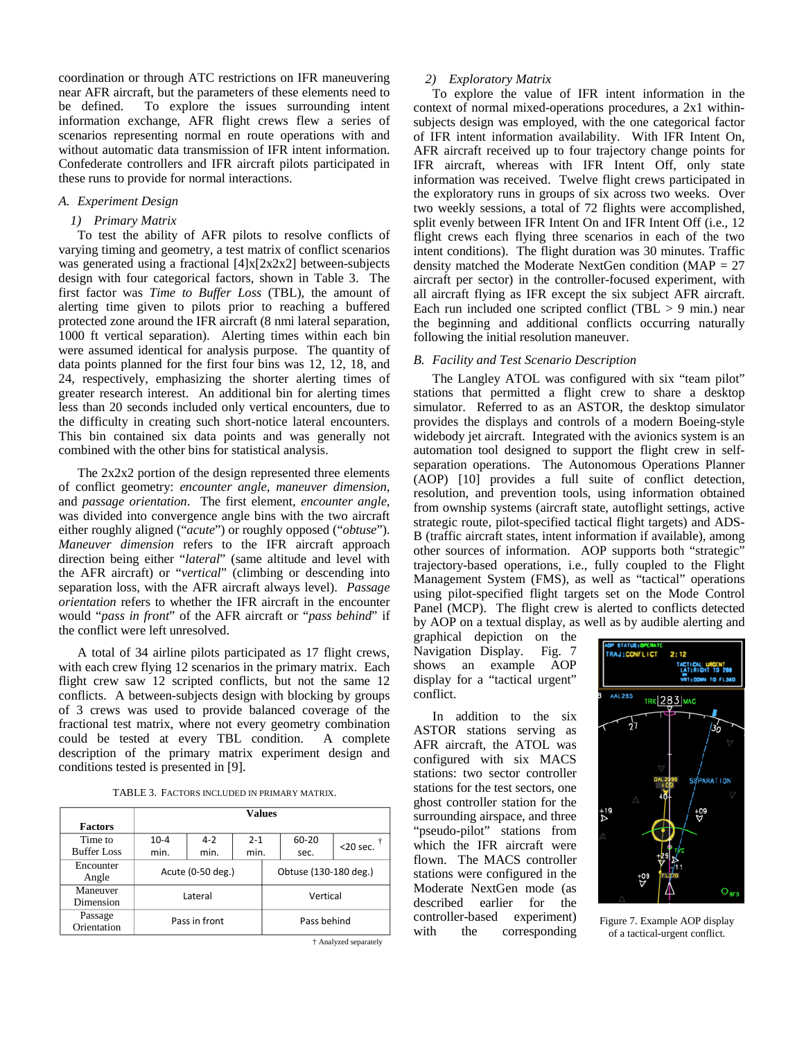coordination or through ATC restrictions on IFR maneuvering near AFR aircraft, but the parameters of these elements need to be defined. To explore the issues surrounding intent information exchange, AFR flight crews flew a series of scenarios representing normal en route operations with and without automatic data transmission of IFR intent information. Confederate controllers and IFR aircraft pilots participated in these runs to provide for normal interactions.

## A. *Experiment Design*

### 1) *Primary Matrix*

To test the ability of AFR pilots to resolve conflicts of varying timing and geometry, a test matrix of conflict scenarios was generated using a fractional [4]x[2x2x2] between-subjects design with four categorical factors, shown in Table 3. The first factor was *Time to Buffer Loss* (TBL), the amount of alerting time given to pilots prior to reaching a buffered protected zone around the IFR aircraft (8 nmi lateral separation, 1000 ft vertical separation). Alerting times within each bin were assumed identical for analysis purpose. The quantity of data points planned for the first four bins was 12, 12, 18, and 24, respectively, emphasizing the shorter alerting times of greater research interest. An additional bin for alerting times less than 20 seconds included only vertical encounters, due to the difficulty in creating such short-notice lateral encounters. This bin contained six data points and was generally not combined with the other bins for statistical analysis.

The 2x2x2 portion of the design represented three elements of conflict geometry: *encounter angle*, *maneuver dimension*, and *passage orientation*. The first element, *encounter angle*, was divided into convergence angle bins with the two aircraft either roughly aligned ("*acute*") or roughly opposed ("*obtuse*"). *Maneuver dimension* refers to the IFR aircraft approach direction being either "*lateral*" (same altitude and level with the AFR aircraft) or "*vertical*" (climbing or descending into separation loss, with the AFR aircraft always level). *Passage orientation* refers to whether the IFR aircraft in the encounter would "*pass in front*" of the AFR aircraft or "*pass behind*" if the conflict were left unresolved.

A total of 34 airline pilots participated as 17 flight crews, with each crew flying 12 scenarios in the primary matrix. Each flight crew saw 12 scripted conflicts, but not the same 12 conflicts. A between-subjects design with blocking by groups of 3 crews was used to provide balanced coverage of the fractional test matrix, where not every geometry combination could be tested at every TBL condition. A complete description of the primary matrix experiment design and conditions tested is presented in [9].

TABLE 3. FACTORS INCLUDED IN PRIMARY MATRIX.

| Factors | Values | | | | |
|---|---|---|---|---|---|
| Time to Buffer Loss | 10-4 min. | 4-2 min. | 2-1 min. | 60-20 sec. | <20 sec. † |
| Encounter Angle | Acute (0-50 deg.) | | Obtuse (130-180 deg.) | | |
| Maneuver Dimension | Lateral | | Vertical | | |
| Passage Orientation | Pass in front | | Pass behind | | |

† Analyzed separately

### 2) *Exploratory Matrix*

To explore the value of IFR intent information in the context of normal mixed-operations procedures, a 2x1 within-subjects design was employed, with the one categorical factor of IFR intent information availability. With IFR Intent On, AFR aircraft received up to four trajectory change points for IFR aircraft, whereas with IFR Intent Off, only state information was received. Twelve flight crews participated in the exploratory runs in groups of six across two weeks. Over two weekly sessions, a total of 72 flights were accomplished, split evenly between IFR Intent On and IFR Intent Off (i.e., 12 flight crews each flying three scenarios in each of the two intent conditions). The flight duration was 30 minutes. Traffic density matched the Moderate NextGen condition (MAP = 27 aircraft per sector) in the controller-focused experiment, with all aircraft flying as IFR except the six subject AFR aircraft. Each run included one scripted conflict (TBL > 9 min.) near the beginning and additional conflicts occurring naturally following the initial resolution maneuver.

## B. *Facility and Test Scenario Description*

The Langley ATOL was configured with six "team pilot" stations that permitted a flight crew to share a desktop simulator. Referred to as an ASTOR, the desktop simulator provides the displays and controls of a modern Boeing-style widebody jet aircraft. Integrated with the avionics system is an automation tool designed to support the flight crew in self-separation operations. The Autonomous Operations Planner (AOP) [10] provides a full suite of conflict detection, resolution, and prevention tools, using information obtained from ownship systems (aircraft state, autoflight settings, active strategic route, pilot-specified tactical flight targets) and ADS-B (traffic aircraft states, intent information if available), among other sources of information. AOP supports both "strategic" trajectory-based operations, i.e., fully coupled to the Flight Management System (FMS), as well as "tactical" operations using pilot-specified flight targets set on the Mode Control Panel (MCP). The flight crew is alerted to conflicts detected by AOP on a textual display, as well as by audible alerting and graphical depiction on the Navigation Display. Fig. 7 shows an example AOP display for a "tactical urgent" conflict.

Figure 7. Example AOP display of a tactical-urgent conflict.

In addition to the six ASTOR stations serving as AFR aircraft, the ATOL was configured with six MACS stations: two sector controller stations for the test sectors, one ghost controller station for the surrounding airspace, and three "pseudo-pilot" stations from which the IFR aircraft were flown. The MACS controller stations were configured in the Moderate NextGen mode (as described earlier for the controller-based experiment) with the corresponding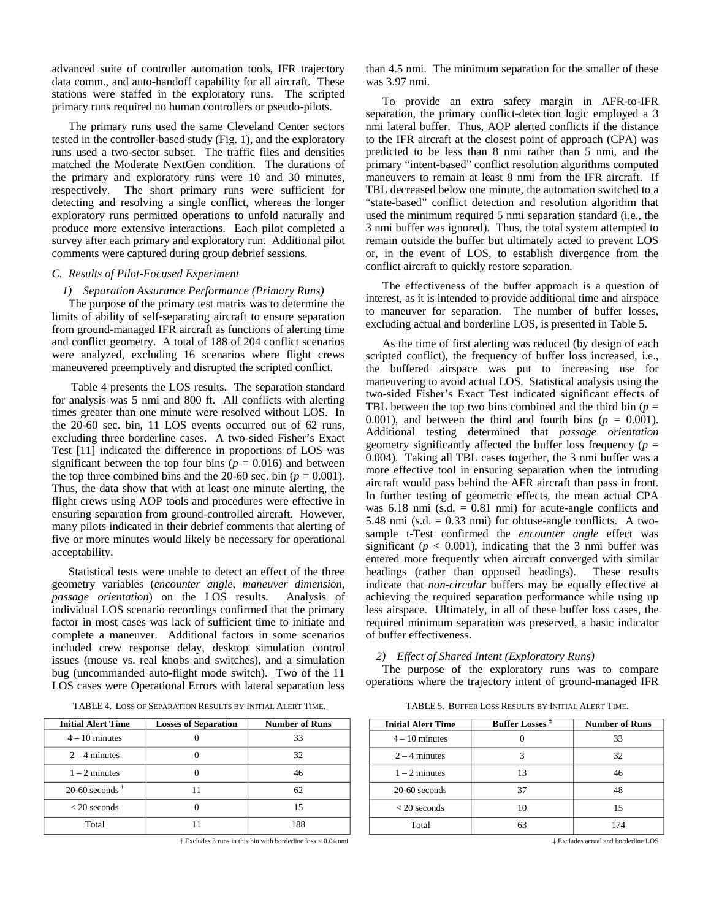advanced suite of controller automation tools, IFR trajectory data comm., and auto-handoff capability for all aircraft. These stations were staffed in the exploratory runs. The scripted primary runs required no human controllers or pseudo-pilots.

The primary runs used the same Cleveland Center sectors tested in the controller-based study (Fig. 1), and the exploratory runs used a two-sector subset. The traffic files and densities matched the Moderate NextGen condition. The durations of the primary and exploratory runs were 10 and 30 minutes, respectively. The short primary runs were sufficient for detecting and resolving a single conflict, whereas the longer exploratory runs permitted operations to unfold naturally and produce more extensive interactions. Each pilot completed a survey after each primary and exploratory run. Additional pilot comments were captured during group debrief sessions.

### C. Results of Pilot-Focused Experiment

#### 1) Separation Assurance Performance (Primary Runs)

The purpose of the primary test matrix was to determine the limits of ability of self-separating aircraft to ensure separation from ground-managed IFR aircraft as functions of alerting time and conflict geometry. A total of 188 of 204 conflict scenarios were analyzed, excluding 16 scenarios where flight crews maneuvered preemptively and disrupted the scripted conflict.

Table 4 presents the LOS results. The separation standard for analysis was 5 nmi and 800 ft. All conflicts with alerting times greater than one minute were resolved without LOS. In the 20-60 sec. bin, 11 LOS events occurred out of 62 runs, excluding three borderline cases. A two-sided Fisher's Exact Test [11] indicated the difference in proportions of LOS was significant between the top four bins ($p = 0.016$) and between the top three combined bins and the 20-60 sec. bin ($p = 0.001$). Thus, the data show that with at least one minute alerting, the flight crews using AOP tools and procedures were effective in ensuring separation from ground-controlled aircraft. However, many pilots indicated in their debrief comments that alerting of five or more minutes would likely be necessary for operational acceptability.

Statistical tests were unable to detect an effect of the three geometry variables (*encounter angle, maneuver dimension, passage orientation*) on the LOS results. Analysis of individual LOS scenario recordings confirmed that the primary factor in most cases was lack of sufficient time to initiate and complete a maneuver. Additional factors in some scenarios included crew response delay, desktop simulation control issues (mouse vs. real knobs and switches), and a simulation bug (uncommanded auto-flight mode switch). Two of the 11 LOS cases were Operational Errors with lateral separation less than 4.5 nmi. The minimum separation for the smaller of these was 3.97 nmi.

To provide an extra safety margin in AFR-to-IFR separation, the primary conflict-detection logic employed a 3 nmi lateral buffer. Thus, AOP alerted conflicts if the distance to the IFR aircraft at the closest point of approach (CPA) was predicted to be less than 8 nmi rather than 5 nmi, and the primary "intent-based" conflict resolution algorithms computed maneuvers to remain at least 8 nmi from the IFR aircraft. If TBL decreased below one minute, the automation switched to a "state-based" conflict detection and resolution algorithm that used the minimum required 5 nmi separation standard (i.e., the 3 nmi buffer was ignored). Thus, the total system attempted to remain outside the buffer but ultimately acted to prevent LOS or, in the event of LOS, to establish divergence from the conflict aircraft to quickly restore separation.

The effectiveness of the buffer approach is a question of interest, as it is intended to provide additional time and airspace to maneuver for separation. The number of buffer losses, excluding actual and borderline LOS, is presented in Table 5.

As the time of first alerting was reduced (by design of each scripted conflict), the frequency of buffer loss increased, i.e., the buffered airspace was put to increasing use for maneuvering to avoid actual LOS. Statistical analysis using the two-sided Fisher's Exact Test indicated significant effects of TBL between the top two bins combined and the third bin ($p = 0.001$), and between the third and fourth bins ($p = 0.001$). Additional testing determined that *passage orientation* geometry significantly affected the buffer loss frequency ($p = 0.004$). Taking all TBL cases together, the 3 nmi buffer was a more effective tool in ensuring separation when the intruding aircraft would pass behind the AFR aircraft than pass in front. In further testing of geometric effects, the mean actual CPA was 6.18 nmi (s.d. = 0.81 nmi) for acute-angle conflicts and 5.48 nmi (s.d. = 0.33 nmi) for obtuse-angle conflicts. A two-sample t-Test confirmed the *encounter angle* effect was significant ($p < 0.001$), indicating that the 3 nmi buffer was entered more frequently when aircraft converged with similar headings (rather than opposed headings). These results indicate that *non-circular* buffers may be equally effective at achieving the required separation performance while using up less airspace. Ultimately, in all of these buffer loss cases, the required minimum separation was preserved, a basic indicator of buffer effectiveness.

#### 2) Effect of Shared Intent (Exploratory Runs)

The purpose of the exploratory runs was to compare operations where the trajectory intent of ground-managed IFR

TABLE 4. LOSS OF SEPARATION RESULTS BY INITIAL ALERT TIME.

| Initial Alert Time | Losses of Separation | Number of Runs |
|---|---|---|
| 4 – 10 minutes | 0 | 33 |
| 2 – 4 minutes | 0 | 32 |
| 1 – 2 minutes | 0 | 46 |
| 20-60 seconds † | 11 | 62 |
| < 20 seconds | 0 | 15 |
| Total | 11 | 188 |

† Excludes 3 runs in this bin with borderline loss < 0.04 nmi

TABLE 5. BUFFER LOSS RESULTS BY INITIAL ALERT TIME.

| Initial Alert Time | Buffer Losses ‡ | Number of Runs |
|---|---|---|
| 4 – 10 minutes | 0 | 33 |
| 2 – 4 minutes | 3 | 32 |
| 1 – 2 minutes | 13 | 46 |
| 20-60 seconds | 37 | 48 |
| < 20 seconds | 10 | 15 |
| Total | 63 | 174 |

‡ Excludes actual and borderline LOS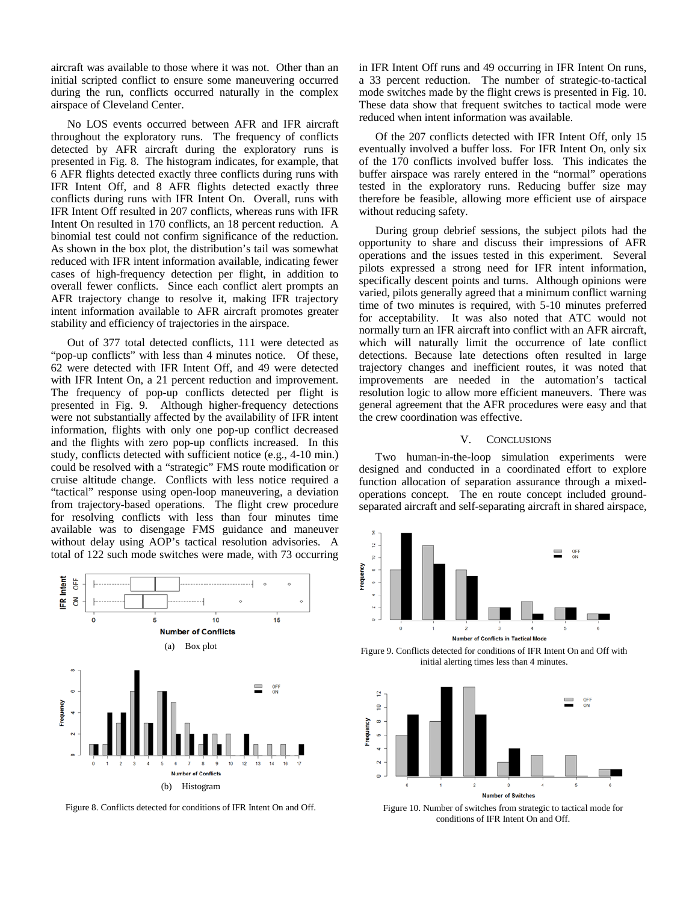aircraft was available to those where it was not. Other than an initial scripted conflict to ensure some maneuvering occurred during the run, conflicts occurred naturally in the complex airspace of Cleveland Center.

No LOS events occurred between AFR and IFR aircraft throughout the exploratory runs. The frequency of conflicts detected by AFR aircraft during the exploratory runs is presented in Fig. 8. The histogram indicates, for example, that 6 AFR flights detected exactly three conflicts during runs with IFR Intent Off, and 8 AFR flights detected exactly three conflicts during runs with IFR Intent On. Overall, runs with IFR Intent Off resulted in 207 conflicts, whereas runs with IFR Intent On resulted in 170 conflicts, an 18 percent reduction. A binomial test could not confirm significance of the reduction. As shown in the box plot, the distribution's tail was somewhat reduced with IFR intent information available, indicating fewer cases of high-frequency detection per flight, in addition to overall fewer conflicts. Since each conflict alert prompts an AFR trajectory change to resolve it, making IFR trajectory intent information available to AFR aircraft promotes greater stability and efficiency of trajectories in the airspace.

Out of 377 total detected conflicts, 111 were detected as "pop-up conflicts" with less than 4 minutes notice. Of these, 62 were detected with IFR Intent Off, and 49 were detected with IFR Intent On, a 21 percent reduction and improvement. The frequency of pop-up conflicts detected per flight is presented in Fig. 9. Although higher-frequency detections were not substantially affected by the availability of IFR intent information, flights with only one pop-up conflict decreased and the flights with zero pop-up conflicts increased. In this study, conflicts detected with sufficient notice (e.g., 4-10 min.) could be resolved with a "strategic" FMS route modification or cruise altitude change. Conflicts with less notice required a "tactical" response using open-loop maneuvering, a deviation from trajectory-based operations. The flight crew procedure for resolving conflicts with less than four minutes time available was to disengage FMS guidance and maneuver without delay using AOP's tactical resolution advisories. A total of 122 such mode switches were made, with 73 occurring in IFR Intent Off runs and 49 occurring in IFR Intent On runs, a 33 percent reduction. The number of strategic-to-tactical mode switches made by the flight crews is presented in Fig. 10. These data show that frequent switches to tactical mode were reduced when intent information was available.

(a) Box plot

(b) Histogram

Figure 8. Conflicts detected for conditions of IFR Intent On and Off.

Of the 207 conflicts detected with IFR Intent Off, only 15 eventually involved a buffer loss. For IFR Intent On, only six of the 170 conflicts involved buffer loss. This indicates the buffer airspace was rarely entered in the "normal" operations tested in the exploratory runs. Reducing buffer size may therefore be feasible, allowing more efficient use of airspace without reducing safety.

During group debrief sessions, the subject pilots had the opportunity to share and discuss their impressions of AFR operations and the issues tested in this experiment. Several pilots expressed a strong need for IFR intent information, specifically descent points and turns. Although opinions were varied, pilots generally agreed that a minimum conflict warning time of two minutes is required, with 5-10 minutes preferred for acceptability. It was also noted that ATC would not normally turn an IFR aircraft into conflict with an AFR aircraft, which will naturally limit the occurrence of late conflict detections. Because late detections often resulted in large trajectory changes and inefficient routes, it was noted that improvements are needed in the automation's tactical resolution logic to allow more efficient maneuvers. There was general agreement that the AFR procedures were easy and that the crew coordination was effective.

## V. Conclusions

Two human-in-the-loop simulation experiments were designed and conducted in a coordinated effort to explore function allocation of separation assurance through a mixed-operations concept. The en route concept included ground-separated aircraft and self-separating aircraft in shared airspace,

Figure 9. Conflicts detected for conditions of IFR Intent On and Off with initial alerting times less than 4 minutes.

Figure 10. Number of switches from strategic to tactical mode for conditions of IFR Intent On and Off.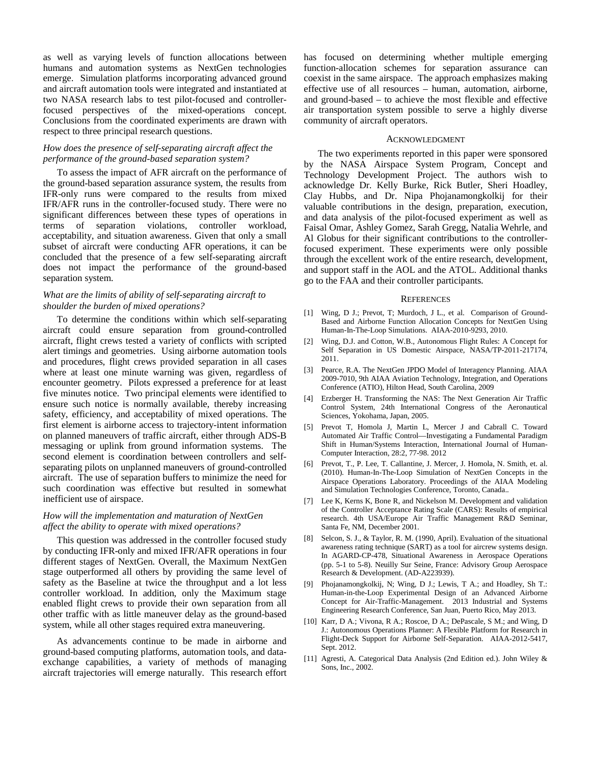as well as varying levels of function allocations between humans and automation systems as NextGen technologies emerge. Simulation platforms incorporating advanced ground and aircraft automation tools were integrated and instantiated at two NASA research labs to test pilot-focused and controller-focused perspectives of the mixed-operations concept. Conclusions from the coordinated experiments are drawn with respect to three principal research questions.

*How does the presence of self-separating aircraft affect the performance of the ground-based separation system?*

To assess the impact of AFR aircraft on the performance of the ground-based separation assurance system, the results from IFR-only runs were compared to the results from mixed IFR/AFR runs in the controller-focused study. There were no significant differences between these types of operations in terms of separation violations, controller workload, acceptability, and situation awareness. Given that only a small subset of aircraft were conducting AFR operations, it can be concluded that the presence of a few self-separating aircraft does not impact the performance of the ground-based separation system.

*What are the limits of ability of self-separating aircraft to shoulder the burden of mixed operations?*

To determine the conditions within which self-separating aircraft could ensure separation from ground-controlled aircraft, flight crews tested a variety of conflicts with scripted alert timings and geometries. Using airborne automation tools and procedures, flight crews provided separation in all cases where at least one minute warning was given, regardless of encounter geometry. Pilots expressed a preference for at least five minutes notice. Two principal elements were identified to ensure such notice is normally available, thereby increasing safety, efficiency, and acceptability of mixed operations. The first element is airborne access to trajectory-intent information on planned maneuvers of traffic aircraft, either through ADS-B messaging or uplink from ground information systems. The second element is coordination between controllers and self-separating pilots on unplanned maneuvers of ground-controlled aircraft. The use of separation buffers to minimize the need for such coordination was effective but resulted in somewhat inefficient use of airspace.

*How will the implementation and maturation of NextGen affect the ability to operate with mixed operations?*

This question was addressed in the controller focused study by conducting IFR-only and mixed IFR/AFR operations in four different stages of NextGen. Overall, the Maximum NextGen stage outperformed all others by providing the same level of safety as the Baseline at twice the throughput and a lot less controller workload. In addition, only the Maximum stage enabled flight crews to provide their own separation from all other traffic with as little maneuver delay as the ground-based system, while all other stages required extra maneuvering.

As advancements continue to be made in airborne and ground-based computing platforms, automation tools, and data-exchange capabilities, a variety of methods of managing aircraft trajectories will emerge naturally. This research effort has focused on determining whether multiple emerging function-allocation schemes for separation assurance can coexist in the same airspace. The approach emphasizes making effective use of all resources – human, automation, airborne, and ground-based – to achieve the most flexible and effective air transportation system possible to serve a highly diverse community of aircraft operators.

## Acknowledgment

The two experiments reported in this paper were sponsored by the NASA Airspace System Program, Concept and Technology Development Project. The authors wish to acknowledge Dr. Kelly Burke, Rick Butler, Sheri Hoadley, Clay Hubbs, and Dr. Nipa Phojanamongkolkij for their valuable contributions in the design, preparation, execution, and data analysis of the pilot-focused experiment as well as Faisal Omar, Ashley Gomez, Sarah Gregg, Natalia Wehrle, and Al Globus for their significant contributions to the controller-focused experiment. These experiments were only possible through the excellent work of the entire research, development, and support staff in the AOL and the ATOL. Additional thanks go to the FAA and their controller participants.

## References

[1] Wing, D J.; Prevot, T; Murdoch, J L., et al. Comparison of Ground-Based and Airborne Function Allocation Concepts for NextGen Using Human-In-The-Loop Simulations. AIAA-2010-9293, 2010.

[2] Wing, D.J. and Cotton, W.B., Autonomous Flight Rules: A Concept for Self Separation in US Domestic Airspace, NASA/TP-2011-217174, 2011.

[3] Pearce, R.A. The NextGen JPDO Model of Interagency Planning. AIAA 2009-7010, 9th AIAA Aviation Technology, Integration, and Operations Conference (ATIO), Hilton Head, South Carolina, 2009

[4] Erzberger H. Transforming the NAS: The Next Generation Air Traffic Control System, 24th International Congress of the Aeronautical Sciences, Yokohama, Japan, 2005.

[5] Prevot T, Homola J, Martin L, Mercer J and Cabrall C. Toward Automated Air Traffic Control—Investigating a Fundamental Paradigm Shift in Human/Systems Interaction, International Journal of Human-Computer Interaction, 28:2, 77-98. 2012

[6] Prevot, T., P. Lee, T. Callantine, J. Mercer, J. Homola, N. Smith, et. al. (2010). Human-In-The-Loop Simulation of NextGen Concepts in the Airspace Operations Laboratory. Proceedings of the AIAA Modeling and Simulation Technologies Conference, Toronto, Canada..

[7] Lee K, Kerns K, Bone R, and Nickelson M. Development and validation of the Controller Acceptance Rating Scale (CARS): Results of empirical research. 4th USA/Europe Air Traffic Management R&D Seminar, Santa Fe, NM, December 2001.

[8] Selcon, S. J., & Taylor, R. M. (1990, April). Evaluation of the situational awareness rating technique (SART) as a tool for aircrew systems design. In AGARD-CP-478, Situational Awareness in Aerospace Operations (pp. 5-1 to 5-8). Neuilly Sur Seine, France: Advisory Group Aerospace Research & Development. (AD-A223939).

[9] Phojanamongkolkij, N; Wing, D J.; Lewis, T A.; and Hoadley, Sh T.: Human-in-the-Loop Experimental Design of an Advanced Airborne Concept for Air-Traffic-Management. 2013 Industrial and Systems Engineering Research Conference, San Juan, Puerto Rico, May 2013.

[10] Karr, D A.; Vivona, R A.; Roscoe, D A.; DePascale, S M.; and Wing, D J.: Autonomous Operations Planner: A Flexible Platform for Research in Flight-Deck Support for Airborne Self-Separation. AIAA-2012-5417, Sept. 2012.

[11] Agresti, A. Categorical Data Analysis (2nd Edition ed.). John Wiley & Sons, Inc., 2002.